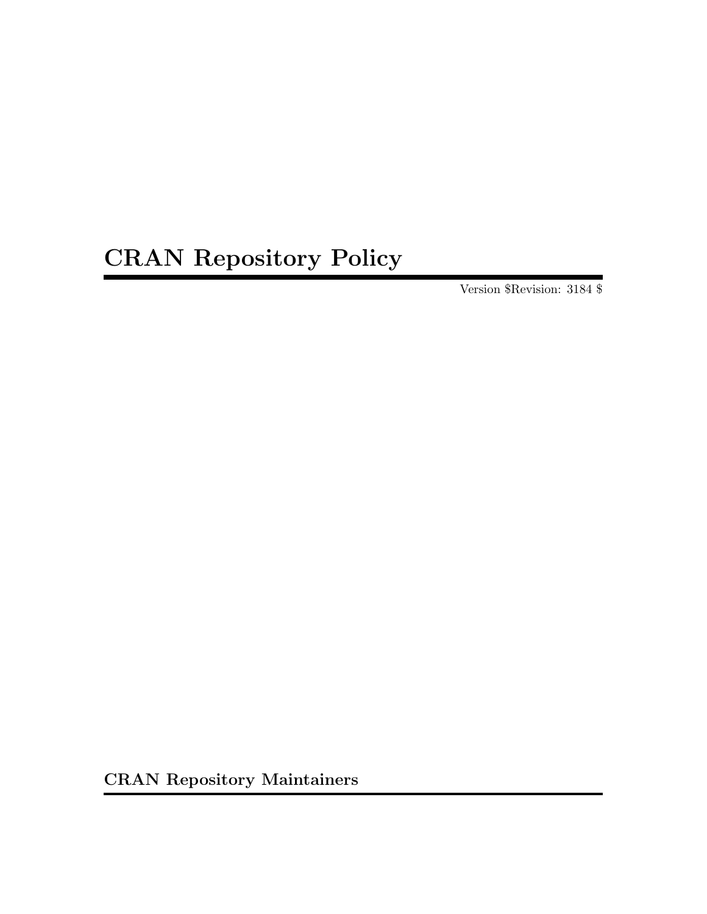# CRAN Repository Policy

Version $Revision: 3184 $

**CRAN Repository Maintainers**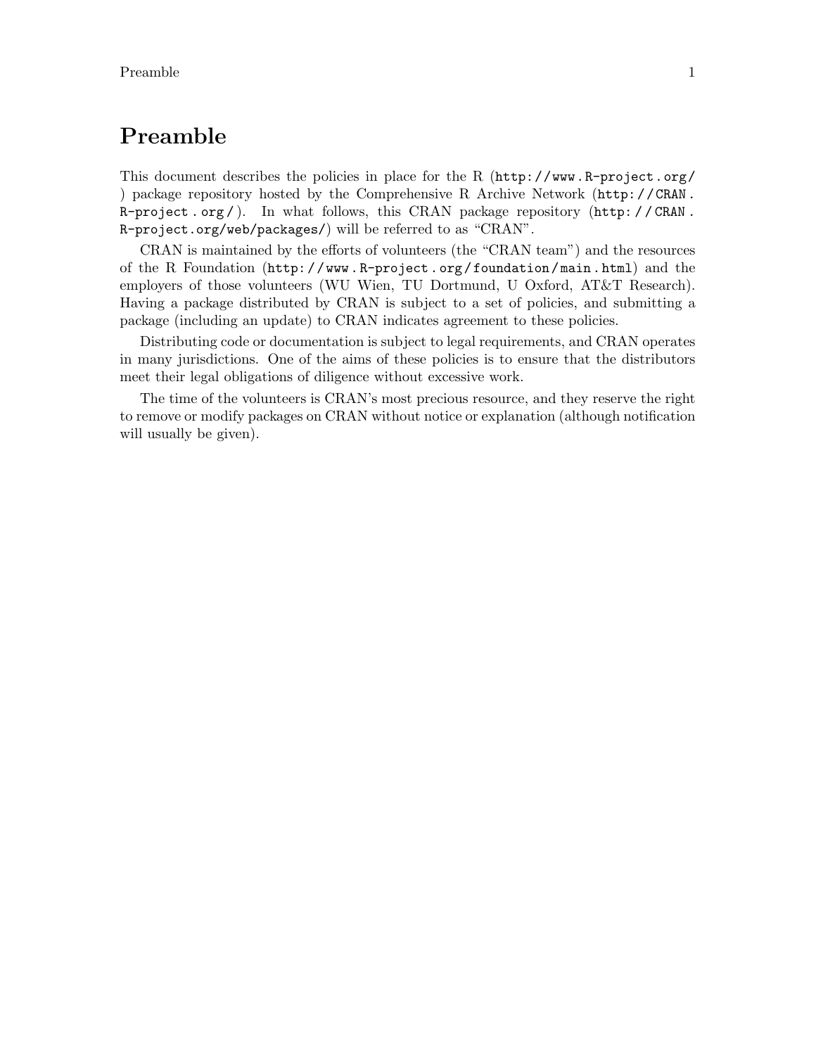# Preamble

This document describes the policies in place for the R (http://www.R-project.org/) package repository hosted by the Comprehensive R Archive Network (http://CRAN.R-project.org/). In what follows, this CRAN package repository (http://CRAN.R-project.org/web/packages/) will be referred to as "CRAN".

CRAN is maintained by the efforts of volunteers (the "CRAN team") and the resources of the R Foundation (http://www.R-project.org/foundation/main.html) and the employers of those volunteers (WU Wien, TU Dortmund, U Oxford, AT&T Research). Having a package distributed by CRAN is subject to a set of policies, and submitting a package (including an update) to CRAN indicates agreement to these policies.

Distributing code or documentation is subject to legal requirements, and CRAN operates in many jurisdictions. One of the aims of these policies is to ensure that the distributors meet their legal obligations of diligence without excessive work.

The time of the volunteers is CRAN's most precious resource, and they reserve the right to remove or modify packages on CRAN without notice or explanation (although notification will usually be given).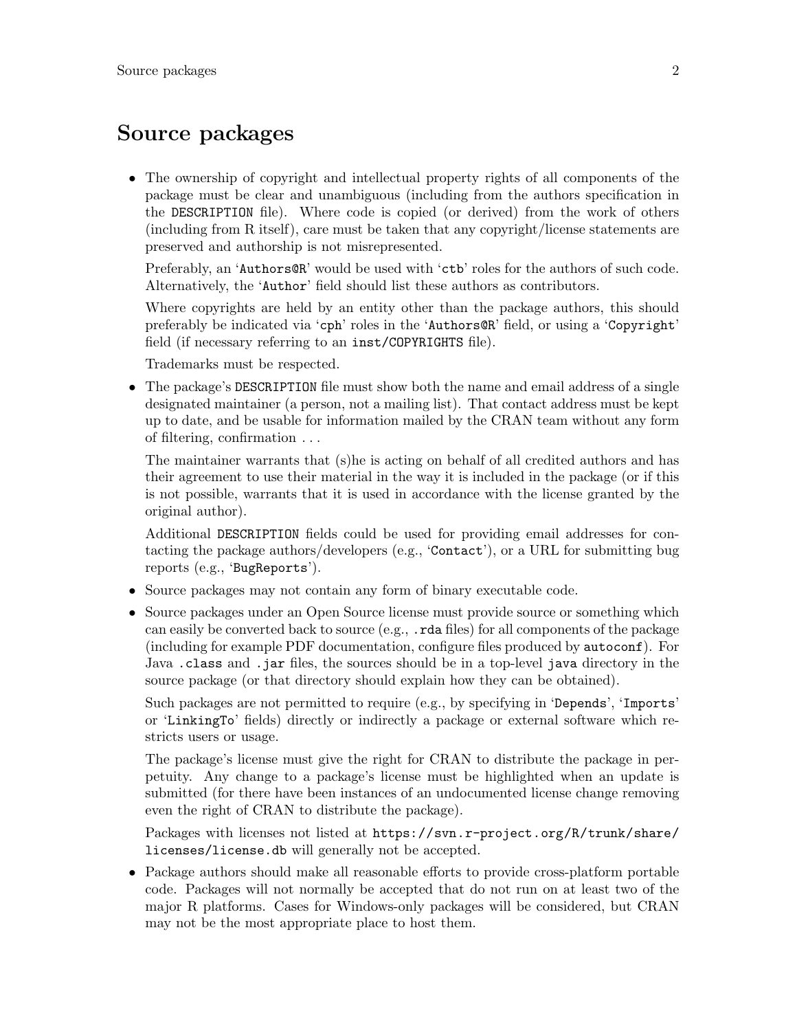# Source packages

- The ownership of copyright and intellectual property rights of all components of the package must be clear and unambiguous (including from the authors specification in the `DESCRIPTION` file). Where code is copied (or derived) from the work of others (including from R itself), care must be taken that any copyright/license statements are preserved and authorship is not misrepresented.

  Preferably, an '`Authors@R`' would be used with '`ctb`' roles for the authors of such code. Alternatively, the '`Author`' field should list these authors as contributors.

  Where copyrights are held by an entity other than the package authors, this should preferably be indicated via '`cph`' roles in the '`Authors@R`' field, or using a '`Copyright`' field (if necessary referring to an `inst/COPYRIGHTS` file).

  Trademarks must be respected.

- The package's `DESCRIPTION` file must show both the name and email address of a single designated maintainer (a person, not a mailing list). That contact address must be kept up to date, and be usable for information mailed by the CRAN team without any form of filtering, confirmation ...

  The maintainer warrants that (s)he is acting on behalf of all credited authors and has their agreement to use their material in the way it is included in the package (or if this is not possible, warrants that it is used in accordance with the license granted by the original author).

  Additional `DESCRIPTION` fields could be used for providing email addresses for contacting the package authors/developers (e.g., '`Contact`'), or a URL for submitting bug reports (e.g., '`BugReports`').

- Source packages may not contain any form of binary executable code.

- Source packages under an Open Source license must provide source or something which can easily be converted back to source (e.g., `.rda` files) for all components of the package (including for example PDF documentation, configure files produced by `autoconf`). For Java `.class` and `.jar` files, the sources should be in a top-level `java` directory in the source package (or that directory should explain how they can be obtained).

  Such packages are not permitted to require (e.g., by specifying in '`Depends`', '`Imports`' or '`LinkingTo`' fields) directly or indirectly a package or external software which restricts users or usage.

  The package's license must give the right for CRAN to distribute the package in perpetuity. Any change to a package's license must be highlighted when an update is submitted (for there have been instances of an undocumented license change removing even the right of CRAN to distribute the package).

  Packages with licenses not listed at `https://svn.r-project.org/R/trunk/share/licenses/license.db` will generally not be accepted.

- Package authors should make all reasonable efforts to provide cross-platform portable code. Packages will not normally be accepted that do not run on at least two of the major R platforms. Cases for Windows-only packages will be considered, but CRAN may not be the most appropriate place to host them.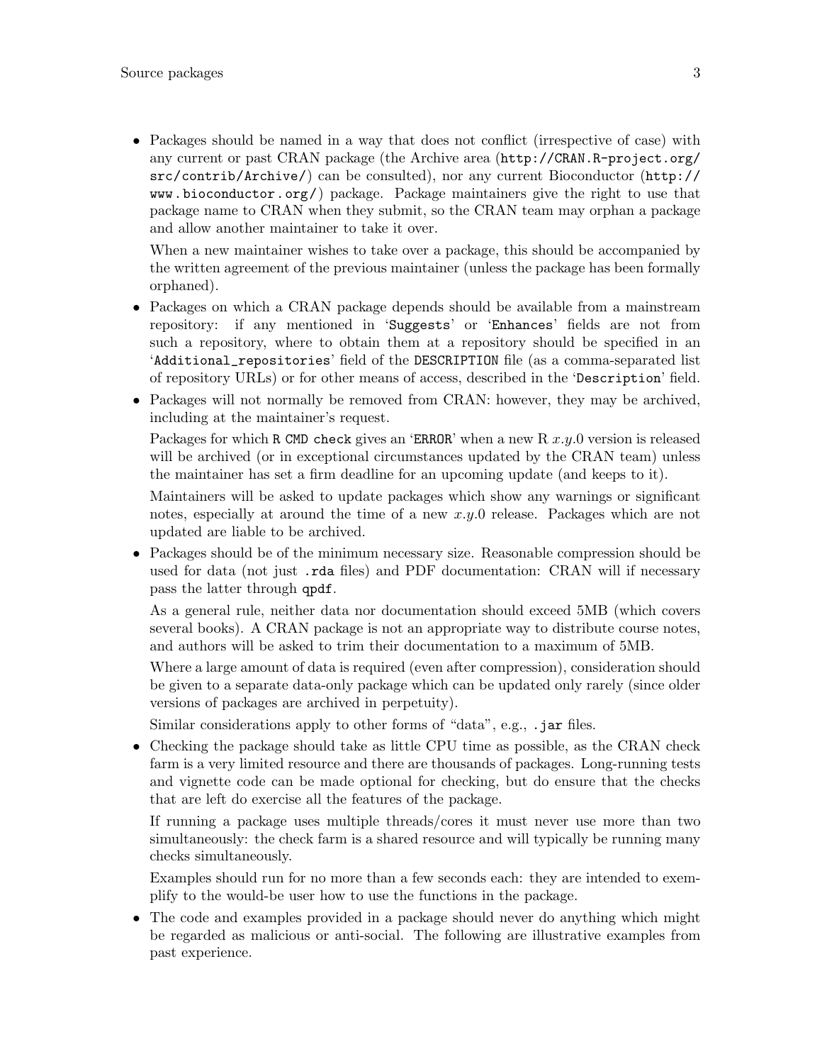- Packages should be named in a way that does not conflict (irrespective of case) with any current or past CRAN package (the Archive area (`http://CRAN.R-project.org/src/contrib/Archive/`) can be consulted), nor any current Bioconductor (`http://www.bioconductor.org/`) package. Package maintainers give the right to use that package name to CRAN when they submit, so the CRAN team may orphan a package and allow another maintainer to take it over.

  When a new maintainer wishes to take over a package, this should be accompanied by the written agreement of the previous maintainer (unless the package has been formally orphaned).

- Packages on which a CRAN package depends should be available from a mainstream repository: if any mentioned in '`Suggests`' or '`Enhances`' fields are not from such a repository, where to obtain them at a repository should be specified in an '`Additional_repositories`' field of the `DESCRIPTION` file (as a comma-separated list of repository URLs) or for other means of access, described in the '`Description`' field.

- Packages will not normally be removed from CRAN: however, they may be archived, including at the maintainer's request.

  Packages for which `R CMD check` gives an '`ERROR`' when a new R *x.y*.0 version is released will be archived (or in exceptional circumstances updated by the CRAN team) unless the maintainer has set a firm deadline for an upcoming update (and keeps to it).

  Maintainers will be asked to update packages which show any warnings or significant notes, especially at around the time of a new *x.y*.0 release. Packages which are not updated are liable to be archived.

- Packages should be of the minimum necessary size. Reasonable compression should be used for data (not just `.rda` files) and PDF documentation: CRAN will if necessary pass the latter through `qpdf`.

  As a general rule, neither data nor documentation should exceed 5MB (which covers several books). A CRAN package is not an appropriate way to distribute course notes, and authors will be asked to trim their documentation to a maximum of 5MB.

  Where a large amount of data is required (even after compression), consideration should be given to a separate data-only package which can be updated only rarely (since older versions of packages are archived in perpetuity).

  Similar considerations apply to other forms of "data", e.g., `.jar` files.

- Checking the package should take as little CPU time as possible, as the CRAN check farm is a very limited resource and there are thousands of packages. Long-running tests and vignette code can be made optional for checking, but do ensure that the checks that are left do exercise all the features of the package.

  If running a package uses multiple threads/cores it must never use more than two simultaneously: the check farm is a shared resource and will typically be running many checks simultaneously.

  Examples should run for no more than a few seconds each: they are intended to exemplify to the would-be user how to use the functions in the package.

- The code and examples provided in a package should never do anything which might be regarded as malicious or anti-social. The following are illustrative examples from past experience.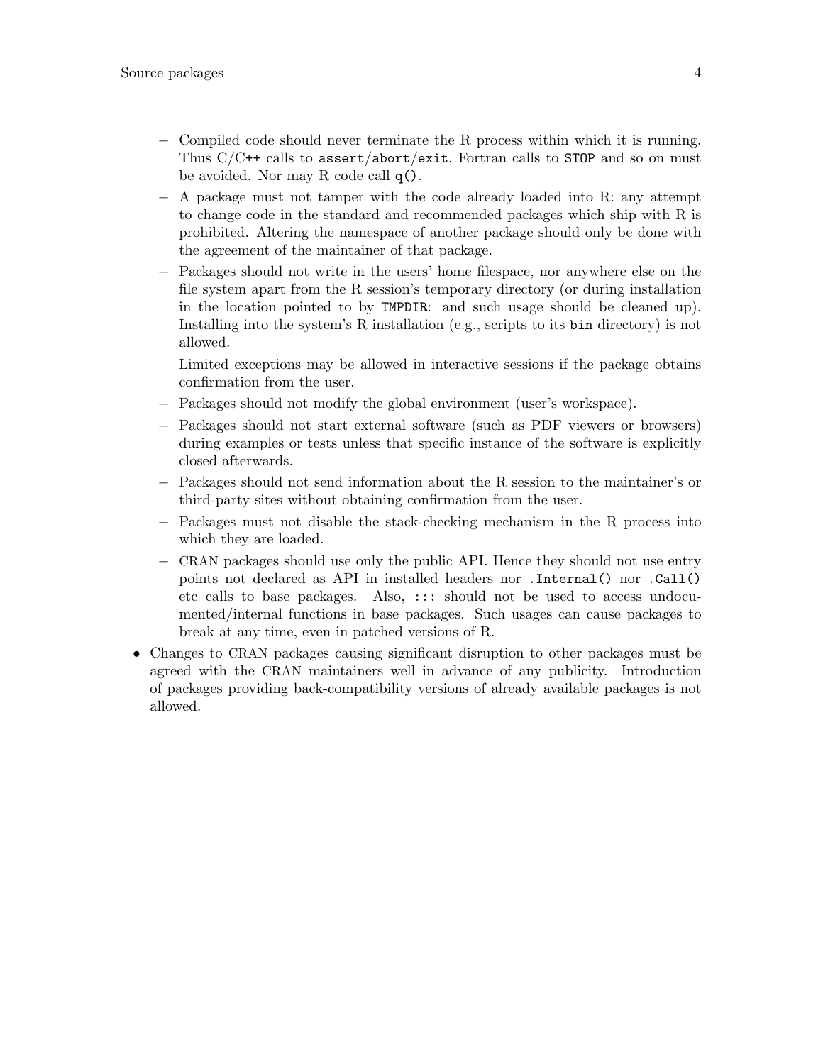- Compiled code should never terminate the R process within which it is running. Thus C/C++ calls to `assert`/`abort`/`exit`, Fortran calls to `STOP` and so on must be avoided. Nor may R code call `q()`.
  - A package must not tamper with the code already loaded into R: any attempt to change code in the standard and recommended packages which ship with R is prohibited. Altering the namespace of another package should only be done with the agreement of the maintainer of that package.
  - Packages should not write in the users' home filespace, nor anywhere else on the file system apart from the R session's temporary directory (or during installation in the location pointed to by `TMPDIR`: and such usage should be cleaned up). Installing into the system's R installation (e.g., scripts to its `bin` directory) is not allowed.

    Limited exceptions may be allowed in interactive sessions if the package obtains confirmation from the user.
  - Packages should not modify the global environment (user's workspace).
  - Packages should not start external software (such as PDF viewers or browsers) during examples or tests unless that specific instance of the software is explicitly closed afterwards.
  - Packages should not send information about the R session to the maintainer's or third-party sites without obtaining confirmation from the user.
  - Packages must not disable the stack-checking mechanism in the R process into which they are loaded.
  - CRAN packages should use only the public API. Hence they should not use entry points not declared as API in installed headers nor `.Internal()` nor `.Call()` etc calls to base packages. Also, `:::` should not be used to access undocumented/internal functions in base packages. Such usages can cause packages to break at any time, even in patched versions of R.
- Changes to CRAN packages causing significant disruption to other packages must be agreed with the CRAN maintainers well in advance of any publicity. Introduction of packages providing back-compatibility versions of already available packages is not allowed.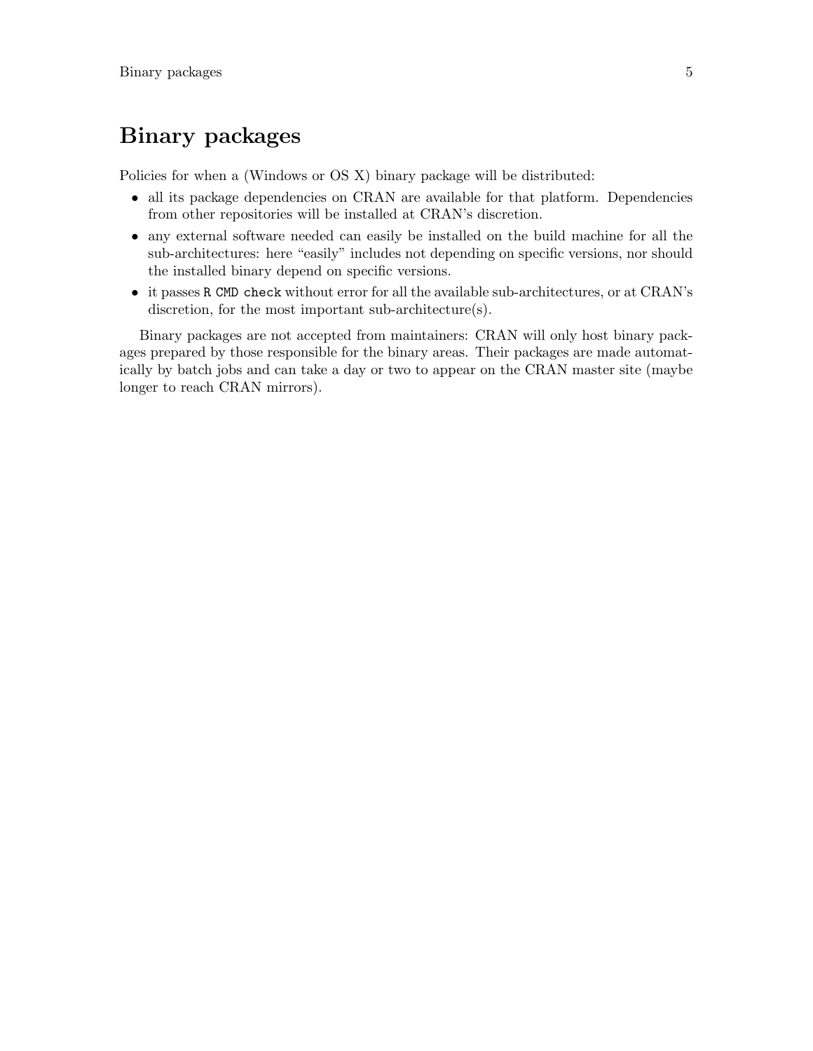# Binary packages

Policies for when a (Windows or OS X) binary package will be distributed:

- all its package dependencies on CRAN are available for that platform. Dependencies from other repositories will be installed at CRAN's discretion.
- any external software needed can easily be installed on the build machine for all the sub-architectures: here "easily" includes not depending on specific versions, nor should the installed binary depend on specific versions.
- it passes `R CMD check` without error for all the available sub-architectures, or at CRAN's discretion, for the most important sub-architecture(s).

Binary packages are not accepted from maintainers: CRAN will only host binary packages prepared by those responsible for the binary areas. Their packages are made automatically by batch jobs and can take a day or two to appear on the CRAN master site (maybe longer to reach CRAN mirrors).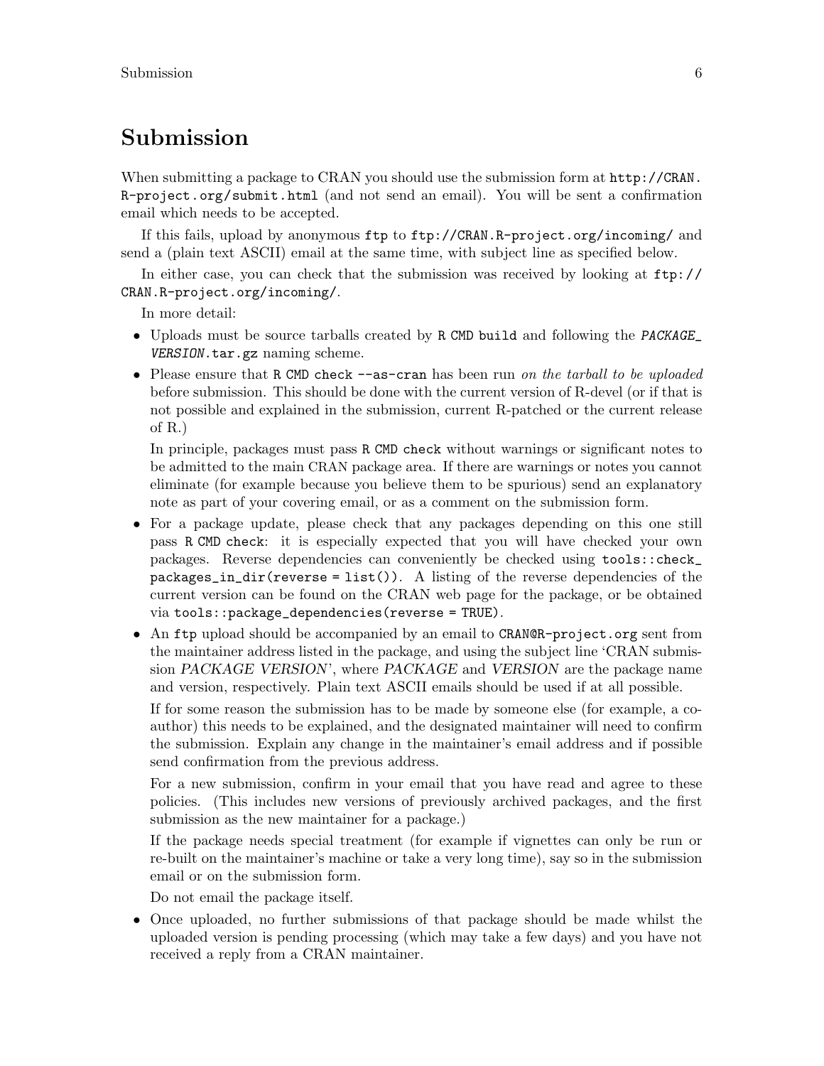# Submission

When submitting a package to CRAN you should use the submission form at `http://CRAN.R-project.org/submit.html` (and not send an email). You will be sent a confirmation email which needs to be accepted.

If this fails, upload by anonymous `ftp` to `ftp://CRAN.R-project.org/incoming/` and send a (plain text ASCII) email at the same time, with subject line as specified below.

In either case, you can check that the submission was received by looking at `ftp://CRAN.R-project.org/incoming/`.

In more detail:

- Uploads must be source tarballs created by `R CMD build` and following the `PACKAGE_VERSION.tar.gz` naming scheme.
- Please ensure that `R CMD check --as-cran` has been run *on the tarball to be uploaded* before submission. This should be done with the current version of R-devel (or if that is not possible and explained in the submission, current R-patched or the current release of R.)

  In principle, packages must pass `R CMD check` without warnings or significant notes to be admitted to the main CRAN package area. If there are warnings or notes you cannot eliminate (for example because you believe them to be spurious) send an explanatory note as part of your covering email, or as a comment on the submission form.
- For a package update, please check that any packages depending on this one still pass `R CMD check`: it is especially expected that you will have checked your own packages. Reverse dependencies can conveniently be checked using `tools::check_packages_in_dir(reverse = list())`. A listing of the reverse dependencies of the current version can be found on the CRAN web page for the package, or be obtained via `tools::package_dependencies(reverse = TRUE)`.
- An `ftp` upload should be accompanied by an email to `CRAN@R-project.org` sent from the maintainer address listed in the package, and using the subject line 'CRAN submission *PACKAGE VERSION*', where *PACKAGE* and *VERSION* are the package name and version, respectively. Plain text ASCII emails should be used if at all possible.

  If for some reason the submission has to be made by someone else (for example, a co-author) this needs to be explained, and the designated maintainer will need to confirm the submission. Explain any change in the maintainer's email address and if possible send confirmation from the previous address.

  For a new submission, confirm in your email that you have read and agree to these policies. (This includes new versions of previously archived packages, and the first submission as the new maintainer for a package.)

  If the package needs special treatment (for example if vignettes can only be run or re-built on the maintainer's machine or take a very long time), say so in the submission email or on the submission form.

  Do not email the package itself.
- Once uploaded, no further submissions of that package should be made whilst the uploaded version is pending processing (which may take a few days) and you have not received a reply from a CRAN maintainer.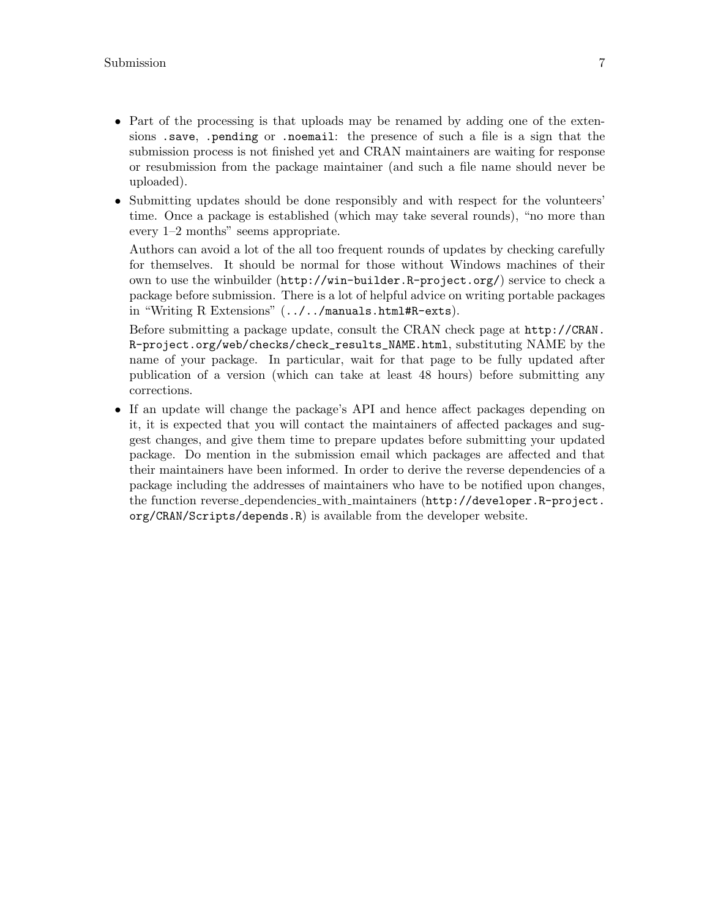- Part of the processing is that uploads may be renamed by adding one of the extensions `.save`, `.pending` or `.noemail`: the presence of such a file is a sign that the submission process is not finished yet and CRAN maintainers are waiting for response or resubmission from the package maintainer (and such a file name should never be uploaded).
- Submitting updates should be done responsibly and with respect for the volunteers' time. Once a package is established (which may take several rounds), "no more than every 1–2 months" seems appropriate.

  Authors can avoid a lot of the all too frequent rounds of updates by checking carefully for themselves. It should be normal for those without Windows machines of their own to use the winbuilder (`http://win-builder.R-project.org/`) service to check a package before submission. There is a lot of helpful advice on writing portable packages in "Writing R Extensions" (`../../manuals.html#R-exts`).

  Before submitting a package update, consult the CRAN check page at `http://CRAN.R-project.org/web/checks/check_results_NAME.html`, substituting NAME by the name of your package. In particular, wait for that page to be fully updated after publication of a version (which can take at least 48 hours) before submitting any corrections.
- If an update will change the package's API and hence affect packages depending on it, it is expected that you will contact the maintainers of affected packages and suggest changes, and give them time to prepare updates before submitting your updated package. Do mention in the submission email which packages are affected and that their maintainers have been informed. In order to derive the reverse dependencies of a package including the addresses of maintainers who have to be notified upon changes, the function reverse_dependencies_with_maintainers (`http://developer.R-project.org/CRAN/Scripts/depends.R`) is available from the developer website.